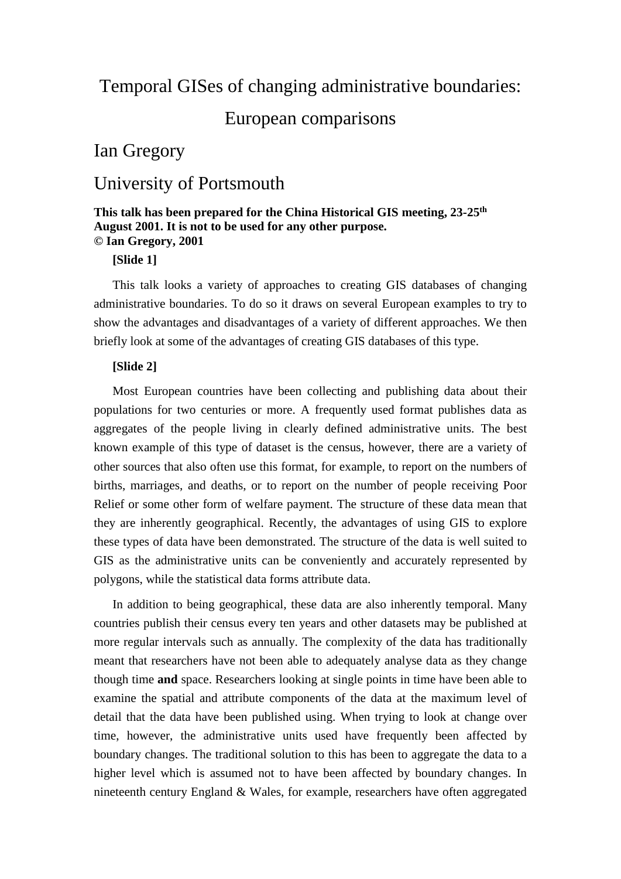# Temporal GISes of changing administrative boundaries: European comparisons

## Ian Gregory

## University of Portsmouth

**This talk has been prepared for the China Historical GIS meeting, 23-25th August 2001. It is not to be used for any other purpose.**
**© Ian Gregory, 2001**

**[Slide 1]**

This talk looks a variety of approaches to creating GIS databases of changing administrative boundaries. To do so it draws on several European examples to try to show the advantages and disadvantages of a variety of different approaches. We then briefly look at some of the advantages of creating GIS databases of this type.

**[Slide 2]**

Most European countries have been collecting and publishing data about their populations for two centuries or more. A frequently used format publishes data as aggregates of the people living in clearly defined administrative units. The best known example of this type of dataset is the census, however, there are a variety of other sources that also often use this format, for example, to report on the numbers of births, marriages, and deaths, or to report on the number of people receiving Poor Relief or some other form of welfare payment. The structure of these data mean that they are inherently geographical. Recently, the advantages of using GIS to explore these types of data have been demonstrated. The structure of the data is well suited to GIS as the administrative units can be conveniently and accurately represented by polygons, while the statistical data forms attribute data.

In addition to being geographical, these data are also inherently temporal. Many countries publish their census every ten years and other datasets may be published at more regular intervals such as annually. The complexity of the data has traditionally meant that researchers have not been able to adequately analyse data as they change though time **and** space. Researchers looking at single points in time have been able to examine the spatial and attribute components of the data at the maximum level of detail that the data have been published using. When trying to look at change over time, however, the administrative units used have frequently been affected by boundary changes. The traditional solution to this has been to aggregate the data to a higher level which is assumed not to have been affected by boundary changes. In nineteenth century England & Wales, for example, researchers have often aggregated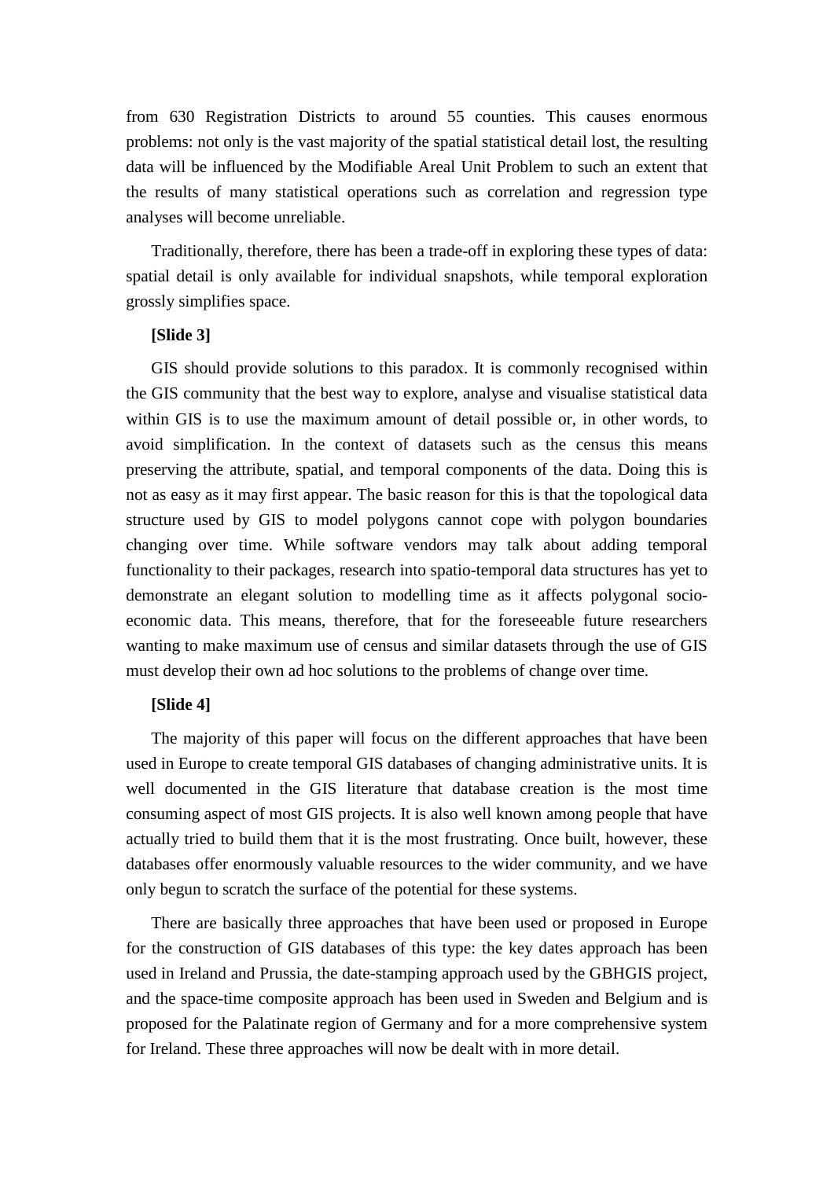from 630 Registration Districts to around 55 counties. This causes enormous problems: not only is the vast majority of the spatial statistical detail lost, the resulting data will be influenced by the Modifiable Areal Unit Problem to such an extent that the results of many statistical operations such as correlation and regression type analyses will become unreliable.

Traditionally, therefore, there has been a trade-off in exploring these types of data: spatial detail is only available for individual snapshots, while temporal exploration grossly simplifies space.

**[Slide 3]**

GIS should provide solutions to this paradox. It is commonly recognised within the GIS community that the best way to explore, analyse and visualise statistical data within GIS is to use the maximum amount of detail possible or, in other words, to avoid simplification. In the context of datasets such as the census this means preserving the attribute, spatial, and temporal components of the data. Doing this is not as easy as it may first appear. The basic reason for this is that the topological data structure used by GIS to model polygons cannot cope with polygon boundaries changing over time. While software vendors may talk about adding temporal functionality to their packages, research into spatio-temporal data structures has yet to demonstrate an elegant solution to modelling time as it affects polygonal socio-economic data. This means, therefore, that for the foreseeable future researchers wanting to make maximum use of census and similar datasets through the use of GIS must develop their own ad hoc solutions to the problems of change over time.

**[Slide 4]**

The majority of this paper will focus on the different approaches that have been used in Europe to create temporal GIS databases of changing administrative units. It is well documented in the GIS literature that database creation is the most time consuming aspect of most GIS projects. It is also well known among people that have actually tried to build them that it is the most frustrating. Once built, however, these databases offer enormously valuable resources to the wider community, and we have only begun to scratch the surface of the potential for these systems.

There are basically three approaches that have been used or proposed in Europe for the construction of GIS databases of this type: the key dates approach has been used in Ireland and Prussia, the date-stamping approach used by the GBHGIS project, and the space-time composite approach has been used in Sweden and Belgium and is proposed for the Palatinate region of Germany and for a more comprehensive system for Ireland. These three approaches will now be dealt with in more detail.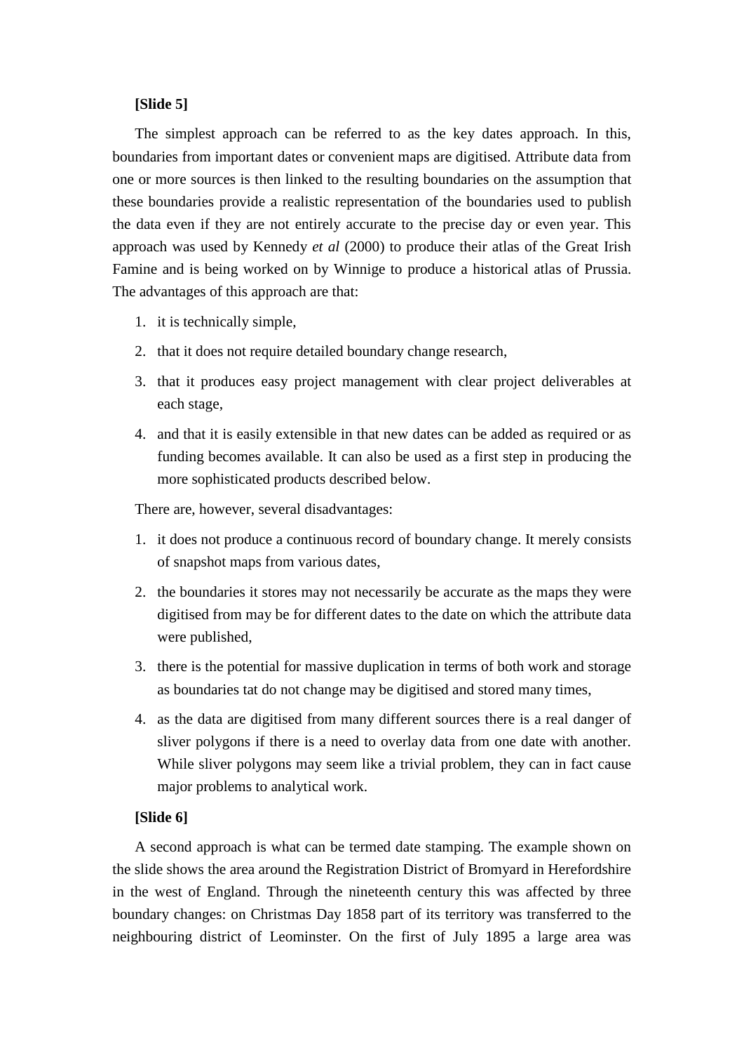**[Slide 5]**

The simplest approach can be referred to as the key dates approach. In this, boundaries from important dates or convenient maps are digitised. Attribute data from one or more sources is then linked to the resulting boundaries on the assumption that these boundaries provide a realistic representation of the boundaries used to publish the data even if they are not entirely accurate to the precise day or even year. This approach was used by Kennedy *et al* (2000) to produce their atlas of the Great Irish Famine and is being worked on by Winnige to produce a historical atlas of Prussia. The advantages of this approach are that:

1. it is technically simple,
2. that it does not require detailed boundary change research,
3. that it produces easy project management with clear project deliverables at each stage,
4. and that it is easily extensible in that new dates can be added as required or as funding becomes available. It can also be used as a first step in producing the more sophisticated products described below.

There are, however, several disadvantages:

1. it does not produce a continuous record of boundary change. It merely consists of snapshot maps from various dates,
2. the boundaries it stores may not necessarily be accurate as the maps they were digitised from may be for different dates to the date on which the attribute data were published,
3. there is the potential for massive duplication in terms of both work and storage as boundaries tat do not change may be digitised and stored many times,
4. as the data are digitised from many different sources there is a real danger of sliver polygons if there is a need to overlay data from one date with another. While sliver polygons may seem like a trivial problem, they can in fact cause major problems to analytical work.

**[Slide 6]**

A second approach is what can be termed date stamping. The example shown on the slide shows the area around the Registration District of Bromyard in Herefordshire in the west of England. Through the nineteenth century this was affected by three boundary changes: on Christmas Day 1858 part of its territory was transferred to the neighbouring district of Leominster. On the first of July 1895 a large area was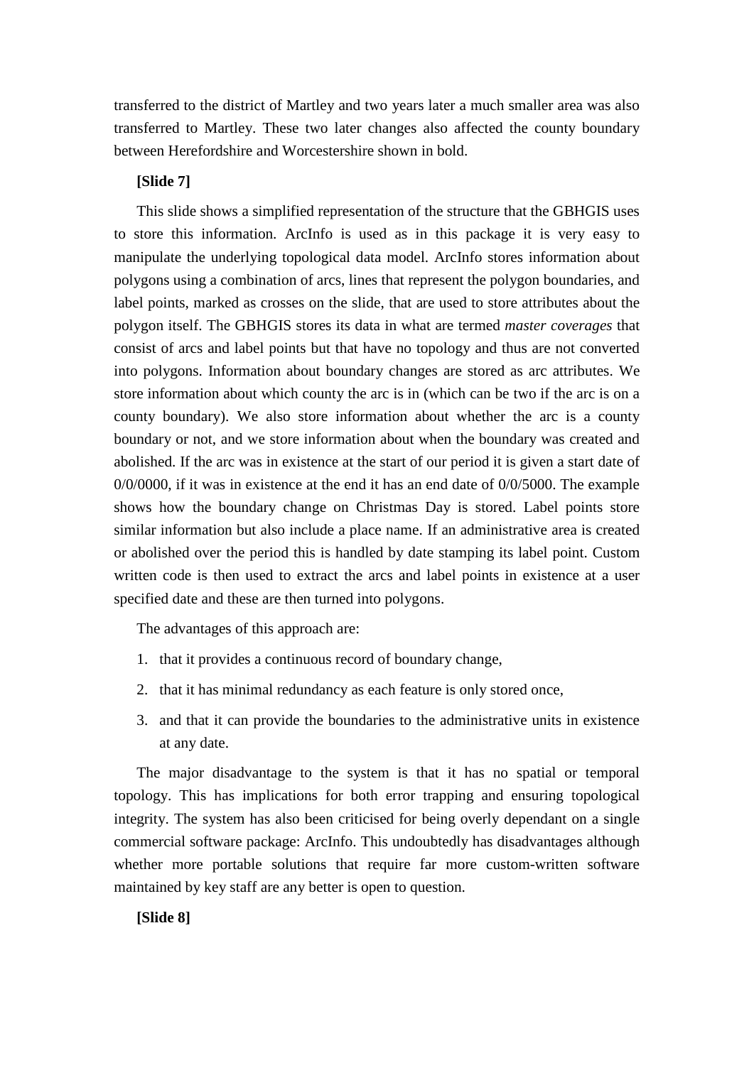transferred to the district of Martley and two years later a much smaller area was also transferred to Martley. These two later changes also affected the county boundary between Herefordshire and Worcestershire shown in bold.

**[Slide 7]**

This slide shows a simplified representation of the structure that the GBHGIS uses to store this information. ArcInfo is used as in this package it is very easy to manipulate the underlying topological data model. ArcInfo stores information about polygons using a combination of arcs, lines that represent the polygon boundaries, and label points, marked as crosses on the slide, that are used to store attributes about the polygon itself. The GBHGIS stores its data in what are termed *master coverages* that consist of arcs and label points but that have no topology and thus are not converted into polygons. Information about boundary changes are stored as arc attributes. We store information about which county the arc is in (which can be two if the arc is on a county boundary). We also store information about whether the arc is a county boundary or not, and we store information about when the boundary was created and abolished. If the arc was in existence at the start of our period it is given a start date of 0/0/0000, if it was in existence at the end it has an end date of 0/0/5000. The example shows how the boundary change on Christmas Day is stored. Label points store similar information but also include a place name. If an administrative area is created or abolished over the period this is handled by date stamping its label point. Custom written code is then used to extract the arcs and label points in existence at a user specified date and these are then turned into polygons.

The advantages of this approach are:

1. that it provides a continuous record of boundary change,
2. that it has minimal redundancy as each feature is only stored once,
3. and that it can provide the boundaries to the administrative units in existence at any date.

The major disadvantage to the system is that it has no spatial or temporal topology. This has implications for both error trapping and ensuring topological integrity. The system has also been criticised for being overly dependant on a single commercial software package: ArcInfo. This undoubtedly has disadvantages although whether more portable solutions that require far more custom-written software maintained by key staff are any better is open to question.

**[Slide 8]**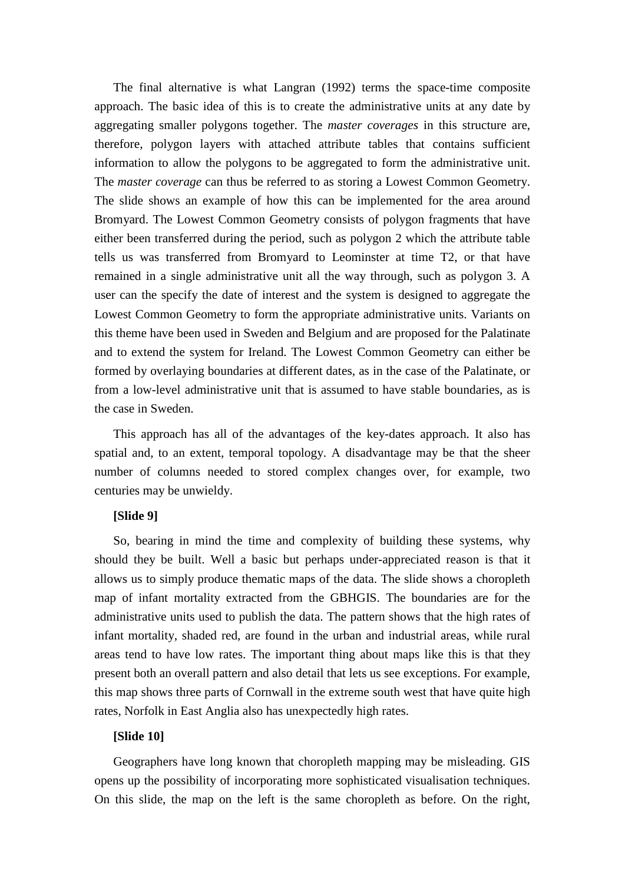The final alternative is what Langran (1992) terms the space-time composite approach. The basic idea of this is to create the administrative units at any date by aggregating smaller polygons together. The *master coverages* in this structure are, therefore, polygon layers with attached attribute tables that contains sufficient information to allow the polygons to be aggregated to form the administrative unit. The *master coverage* can thus be referred to as storing a Lowest Common Geometry. The slide shows an example of how this can be implemented for the area around Bromyard. The Lowest Common Geometry consists of polygon fragments that have either been transferred during the period, such as polygon 2 which the attribute table tells us was transferred from Bromyard to Leominster at time T2, or that have remained in a single administrative unit all the way through, such as polygon 3. A user can the specify the date of interest and the system is designed to aggregate the Lowest Common Geometry to form the appropriate administrative units. Variants on this theme have been used in Sweden and Belgium and are proposed for the Palatinate and to extend the system for Ireland. The Lowest Common Geometry can either be formed by overlaying boundaries at different dates, as in the case of the Palatinate, or from a low-level administrative unit that is assumed to have stable boundaries, as is the case in Sweden.

This approach has all of the advantages of the key-dates approach. It also has spatial and, to an extent, temporal topology. A disadvantage may be that the sheer number of columns needed to stored complex changes over, for example, two centuries may be unwieldy.

**[Slide 9]**

So, bearing in mind the time and complexity of building these systems, why should they be built. Well a basic but perhaps under-appreciated reason is that it allows us to simply produce thematic maps of the data. The slide shows a choropleth map of infant mortality extracted from the GBHGIS. The boundaries are for the administrative units used to publish the data. The pattern shows that the high rates of infant mortality, shaded red, are found in the urban and industrial areas, while rural areas tend to have low rates. The important thing about maps like this is that they present both an overall pattern and also detail that lets us see exceptions. For example, this map shows three parts of Cornwall in the extreme south west that have quite high rates, Norfolk in East Anglia also has unexpectedly high rates.

**[Slide 10]**

Geographers have long known that choropleth mapping may be misleading. GIS opens up the possibility of incorporating more sophisticated visualisation techniques. On this slide, the map on the left is the same choropleth as before. On the right,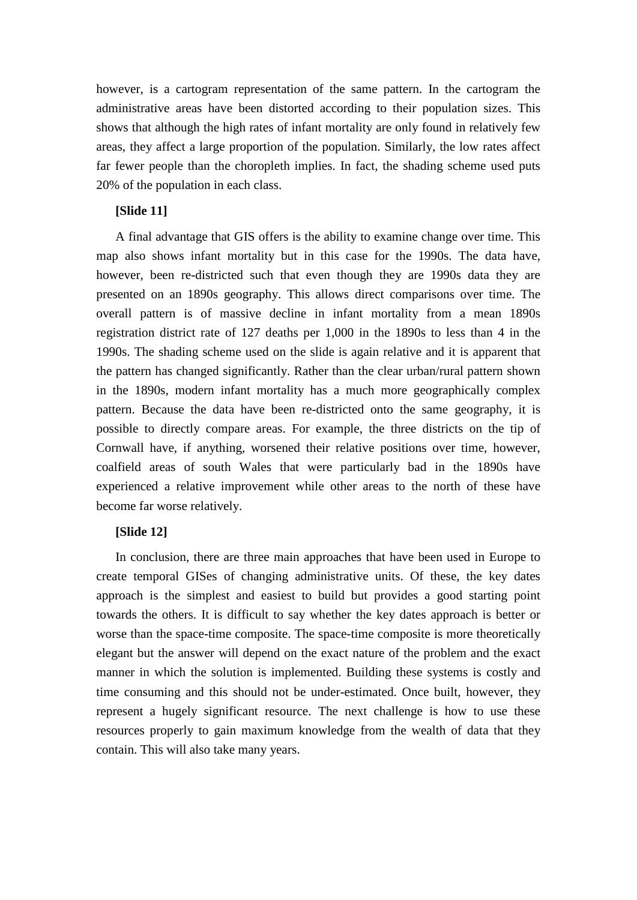however, is a cartogram representation of the same pattern. In the cartogram the administrative areas have been distorted according to their population sizes. This shows that although the high rates of infant mortality are only found in relatively few areas, they affect a large proportion of the population. Similarly, the low rates affect far fewer people than the choropleth implies. In fact, the shading scheme used puts 20% of the population in each class.

**[Slide 11]**

A final advantage that GIS offers is the ability to examine change over time. This map also shows infant mortality but in this case for the 1990s. The data have, however, been re-districted such that even though they are 1990s data they are presented on an 1890s geography. This allows direct comparisons over time. The overall pattern is of massive decline in infant mortality from a mean 1890s registration district rate of 127 deaths per 1,000 in the 1890s to less than 4 in the 1990s. The shading scheme used on the slide is again relative and it is apparent that the pattern has changed significantly. Rather than the clear urban/rural pattern shown in the 1890s, modern infant mortality has a much more geographically complex pattern. Because the data have been re-districted onto the same geography, it is possible to directly compare areas. For example, the three districts on the tip of Cornwall have, if anything, worsened their relative positions over time, however, coalfield areas of south Wales that were particularly bad in the 1890s have experienced a relative improvement while other areas to the north of these have become far worse relatively.

**[Slide 12]**

In conclusion, there are three main approaches that have been used in Europe to create temporal GISes of changing administrative units. Of these, the key dates approach is the simplest and easiest to build but provides a good starting point towards the others. It is difficult to say whether the key dates approach is better or worse than the space-time composite. The space-time composite is more theoretically elegant but the answer will depend on the exact nature of the problem and the exact manner in which the solution is implemented. Building these systems is costly and time consuming and this should not be under-estimated. Once built, however, they represent a hugely significant resource. The next challenge is how to use these resources properly to gain maximum knowledge from the wealth of data that they contain. This will also take many years.